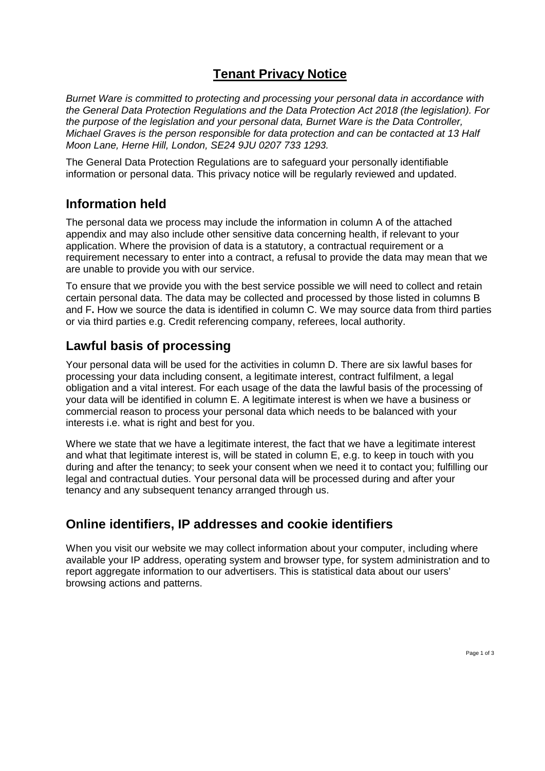# **Tenant Privacy Notice**

*Burnet Ware is committed to protecting and processing your personal data in accordance with the General Data Protection Regulations and the Data Protection Act 2018 (the legislation). For the purpose of the legislation and your personal data, Burnet Ware is the Data Controller, Michael Graves is the person responsible for data protection and can be contacted at 13 Half Moon Lane, Herne Hill, London, SE24 9JU 0207 733 1293.*

The General Data Protection Regulations are to safeguard your personally identifiable information or personal data. This privacy notice will be regularly reviewed and updated.

## Information held

The personal data we process may include the information in column A of the attached appendix and may also include other sensitive data concerning health, if relevant to your application. Where the provision of data is a statutory, a contractual requirement or a requirement necessary to enter into a contract, a refusal to provide the data may mean that we are unable to provide you with our service.

To ensure that we provide you with the best service possible we will need to collect and retain certain personal data. The data may be collected and processed by those listed in columns B and F**.** How we source the data is identified in column C. We may source data from third parties or via third parties e.g. Credit referencing company, referees, local authority.

## Lawful basis of processing

Your personal data will be used for the activities in column D. There are six lawful bases for processing your data including consent, a legitimate interest, contract fulfilment, a legal obligation and a vital interest. For each usage of the data the lawful basis of the processing of your data will be identified in column E. A legitimate interest is when we have a business or commercial reason to process your personal data which needs to be balanced with your interests i.e. what is right and best for you.

Where we state that we have a legitimate interest, the fact that we have a legitimate interest and what that legitimate interest is, will be stated in column E, e.g. to keep in touch with you during and after the tenancy; to seek your consent when we need it to contact you; fulfilling our legal and contractual duties. Your personal data will be processed during and after your tenancy and any subsequent tenancy arranged through us.

## Online identifiers, IP addresses and cookie identifiers

When you visit our website we may collect information about your computer, including where available your IP address, operating system and browser type, for system administration and to report aggregate information to our advertisers. This is statistical data about our users' browsing actions and patterns.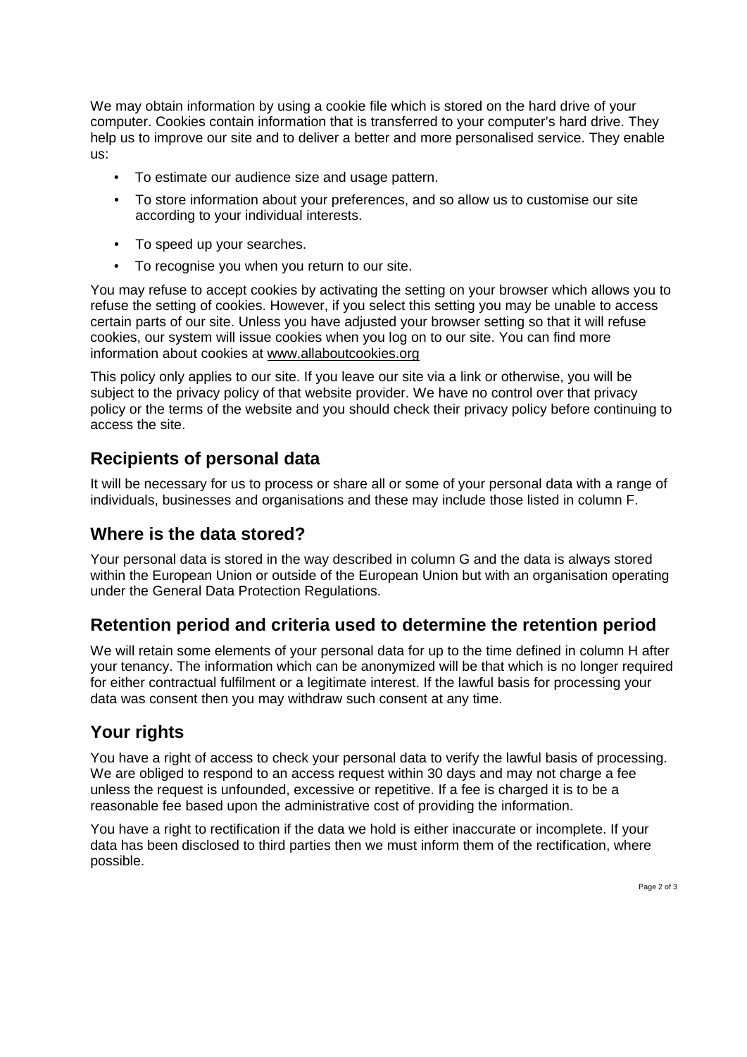We may obtain information by using a cookie file which is stored on the hard drive of your computer. Cookies contain information that is transferred to your computer's hard drive. They help us to improve our site and to deliver a better and more personalised service. They enable us:

- To estimate our audience size and usage pattern.
- To store information about your preferences, and so allow us to customise our site according to your individual interests.
- To speed up your searches.
- To recognise you when you return to our site.

You may refuse to accept cookies by activating the setting on your browser which allows you to refuse the setting of cookies. However, if you select this setting you may be unable to access certain parts of our site. Unless you have adjusted your browser setting so that it will refuse cookies, our system will issue cookies when you log on to our site. You can find more information about cookies at www.allaboutcookies.org

This policy only applies to our site. If you leave our site via a link or otherwise, you will be subject to the privacy policy of that website provider. We have no control over that privacy policy or the terms of the website and you should check their privacy policy before continuing to access the site.

## Recipients of personal data

It will be necessary for us to process or share all or some of your personal data with a range of individuals, businesses and organisations and these may include those listed in column F.

## Where is the data stored?

Your personal data is stored in the way described in column G and the data is always stored within the European Union or outside of the European Union but with an organisation operating under the General Data Protection Regulations.

## Retention period and criteria used to determine the retention period

We will retain some elements of your personal data for up to the time defined in column H after your tenancy. The information which can be anonymized will be that which is no longer required for either contractual fulfilment or a legitimate interest. If the lawful basis for processing your data was consent then you may withdraw such consent at any time.

## Your rights

You have a right of access to check your personal data to verify the lawful basis of processing. We are obliged to respond to an access request within 30 days and may not charge a fee unless the request is unfounded, excessive or repetitive. If a fee is charged it is to be a reasonable fee based upon the administrative cost of providing the information.

You have a right to rectification if the data we hold is either inaccurate or incomplete. If your data has been disclosed to third parties then we must inform them of the rectification, where possible.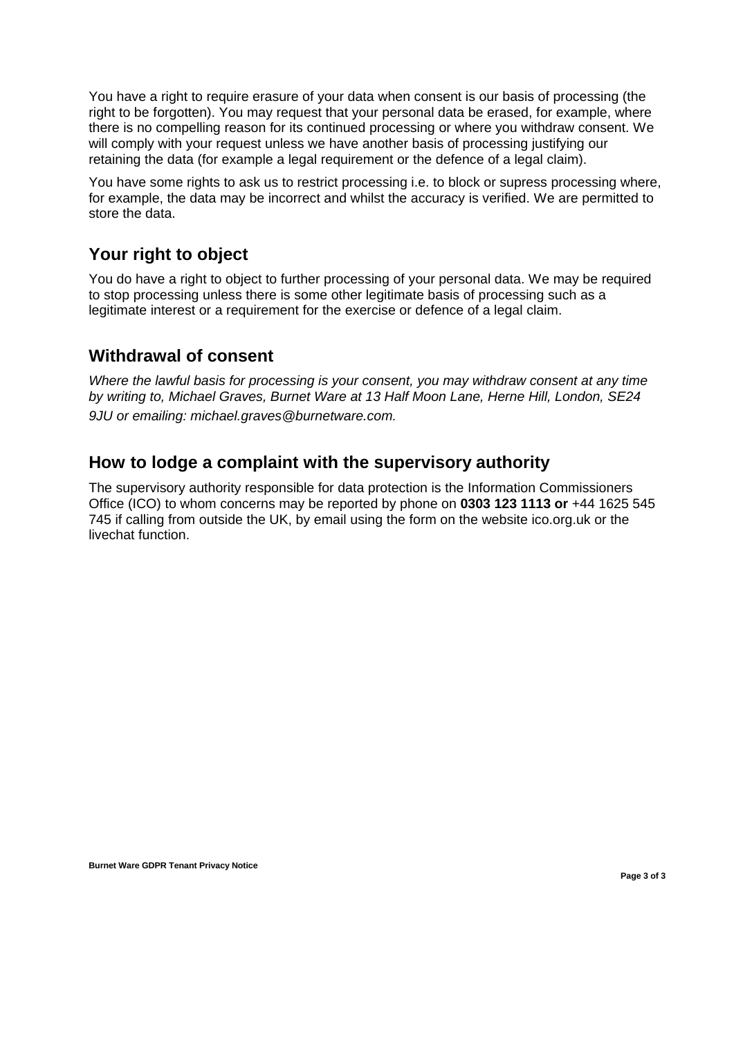You have a right to require erasure of your data when consent is our basis of processing (the right to be forgotten). You may request that your personal data be erased, for example, where there is no compelling reason for its continued processing or where you withdraw consent. We will comply with your request unless we have another basis of processing justifying our retaining the data (for example a legal requirement or the defence of a legal claim).

You have some rights to ask us to restrict processing i.e. to block or supress processing where, for example, the data may be incorrect and whilst the accuracy is verified. We are permitted to store the data.

## Your right to object

You do have a right to object to further processing of your personal data. We may be required to stop processing unless there is some other legitimate basis of processing such as a legitimate interest or a requirement for the exercise or defence of a legal claim.

## Withdrawal of consent

*Where the lawful basis for processing is your consent, you may withdraw consent at any time by writing to, Michael Graves, Burnet Ware at 13 Half Moon Lane, Herne Hill, London, SE24 9JU or emailing: michael.graves@burnetware.com.*

## How to lodge a complaint with the supervisory authority

The supervisory authority responsible for data protection is the Information Commissioners Office (ICO) to whom concerns may be reported by phone on **0303 123 1113 or** +44 1625 545 745 if calling from outside the UK, by email using the form on the website ico.org.uk or the livechat function.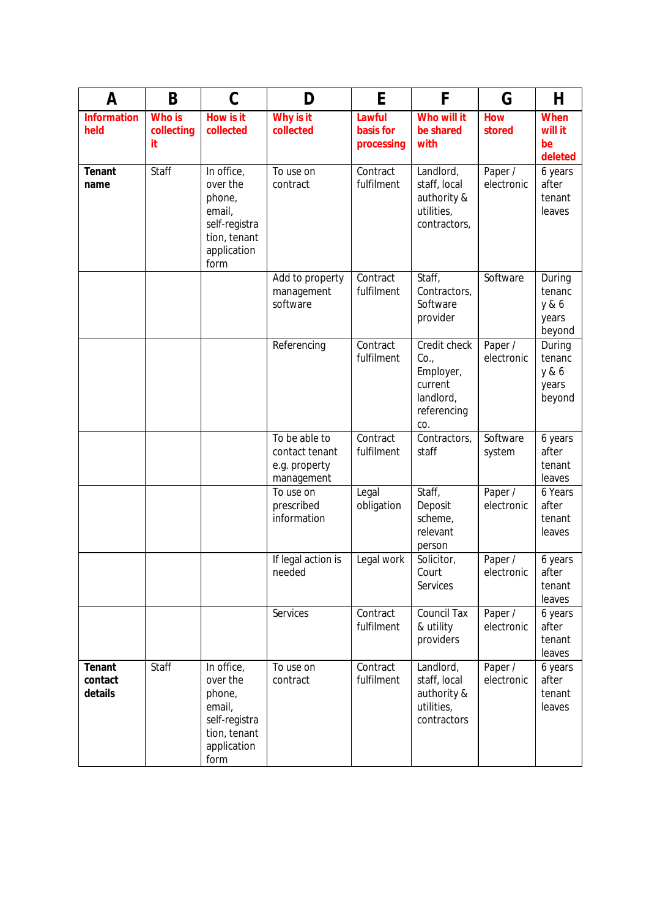| A | B | C | D | E | F | G | H |
|---|---|---|---|---|---|---|---|
| **Information held** | **Who is collecting it** | **How is it collected** | **Why is it collected** | **Lawful basis for processing** | **Who will it be shared with** | **How stored** | **When will it be deleted** |
| **Tenant name** | Staff | In office, over the phone, email, self-registration, tenant application form | To use on contract | Contract fulfilment | Landlord, staff, local authority & utilities, contractors, | Paper / electronic | 6 years after tenant leaves |
| | | | Add to property management software | Contract fulfilment | Staff, Contractors, Software provider | Software | During tenancy & 6 years beyond |
| | | | Referencing | Contract fulfilment | Credit check Co., Employer, current landlord, referencing co. | Paper / electronic | During tenancy & 6 years beyond |
| | | | To be able to contact tenant e.g. property management | Contract fulfilment | Contractors, staff | Software system | 6 years after tenant leaves |
| | | | To use on prescribed information | Legal obligation | Staff, Deposit scheme, relevant person | Paper / electronic | 6 Years after tenant leaves |
| | | | If legal action is needed | Legal work | Solicitor, Court Services | Paper / electronic | 6 years after tenant leaves |
| | | | Services | Contract fulfilment | Council Tax & utility providers | Paper / electronic | 6 years after tenant leaves |
| **Tenant contact details** | Staff | In office, over the phone, email, self-registration, tenant application form | To use on contract | Contract fulfilment | Landlord, staff, local authority & utilities, contractors | Paper / electronic | 6 years after tenant leaves |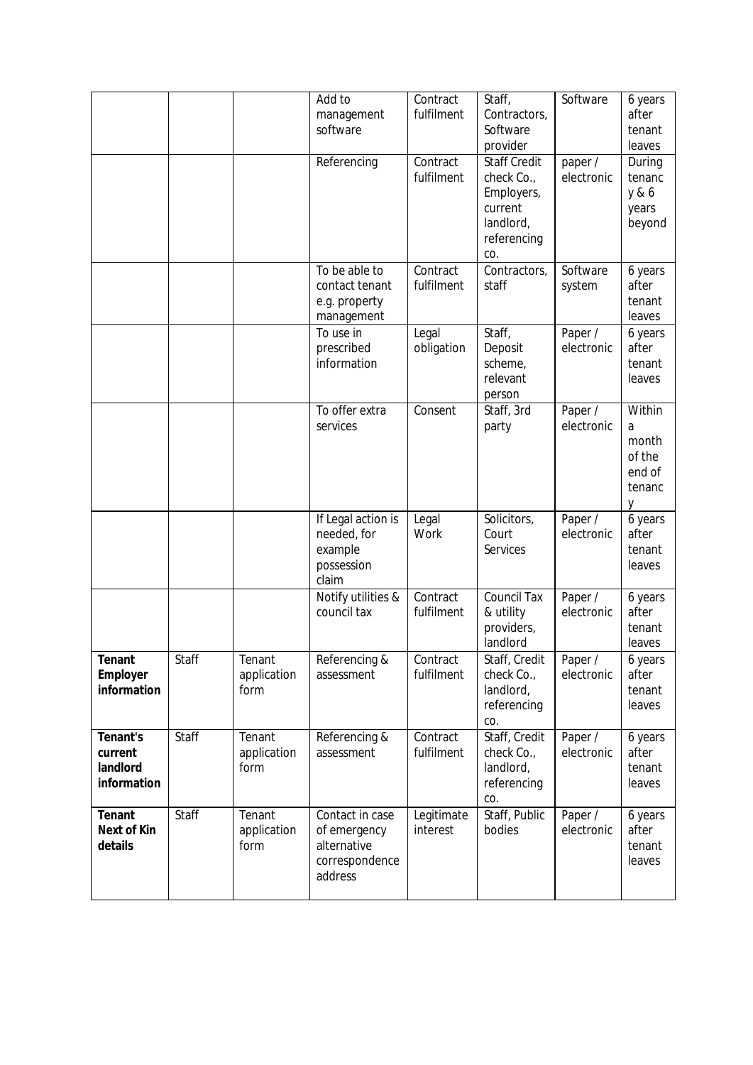| | | | | | | | |
|---|---|---|---|---|---|---|---|
| | | | Add to management software | Contract fulfilment | Staff, Contractors, Software provider | Software | 6 years after tenant leaves |
| | | | Referencing | Contract fulfilment | Staff Credit check Co., Employers, current landlord, referencing co. | paper / electronic | During tenancy & 6 years beyond |
| | | | To be able to contact tenant e.g. property management | Contract fulfilment | Contractors, staff | Software system | 6 years after tenant leaves |
| | | | To use in prescribed information | Legal obligation | Staff, Deposit scheme, relevant person | Paper / electronic | 6 years after tenant leaves |
| | | | To offer extra services | Consent | Staff, 3rd party | Paper / electronic | Within a month of the end of tenancy |
| | | | If Legal action is needed, for example possession claim | Legal Work | Solicitors, Court Services | Paper / electronic | 6 years after tenant leaves |
| | | | Notify utilities & council tax | Contract fulfilment | Council Tax & utility providers, landlord | Paper / electronic | 6 years after tenant leaves |
| **Tenant Employer information** | Staff | Tenant application form | Referencing & assessment | Contract fulfilment | Staff, Credit check Co., landlord, referencing co. | Paper / electronic | 6 years after tenant leaves |
| **Tenant's current landlord information** | Staff | Tenant application form | Referencing & assessment | Contract fulfilment | Staff, Credit check Co., landlord, referencing co. | Paper / electronic | 6 years after tenant leaves |
| **Tenant Next of Kin details** | Staff | Tenant application form | Contact in case of emergency alternative correspondence address | Legitimate interest | Staff, Public bodies | Paper / electronic | 6 years after tenant leaves |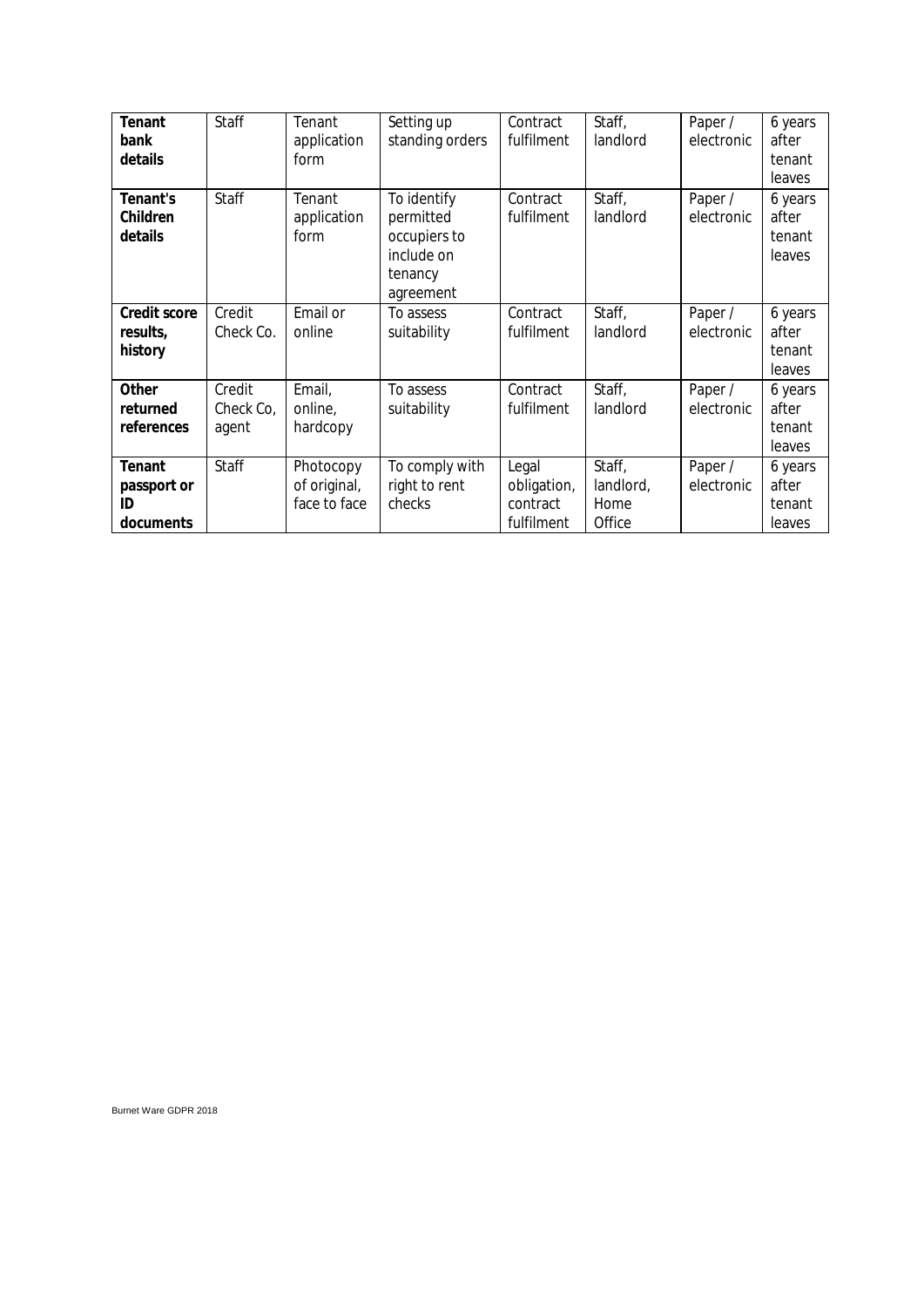| | | | | | | | |
|---|---|---|---|---|---|---|---|
| **Tenant bank details** | Staff | Tenant application form | Setting up standing orders | Contract fulfilment | Staff, landlord | Paper / electronic | 6 years after tenant leaves |
| **Tenant's Children details** | Staff | Tenant application form | To identify permitted occupiers to include on tenancy agreement | Contract fulfilment | Staff, landlord | Paper / electronic | 6 years after tenant leaves |
| **Credit score results, history** | Credit Check Co. | Email or online | To assess suitability | Contract fulfilment | Staff, landlord | Paper / electronic | 6 years after tenant leaves |
| **Other returned references** | Credit Check Co, agent | Email, online, hardcopy | To assess suitability | Contract fulfilment | Staff, landlord | Paper / electronic | 6 years after tenant leaves |
| **Tenant passport or ID documents** | Staff | Photocopy of original, face to face | To comply with right to rent checks | Legal obligation, contract fulfilment | Staff, landlord, Home Office | Paper / electronic | 6 years after tenant leaves |

Burnet Ware GDPR 2018